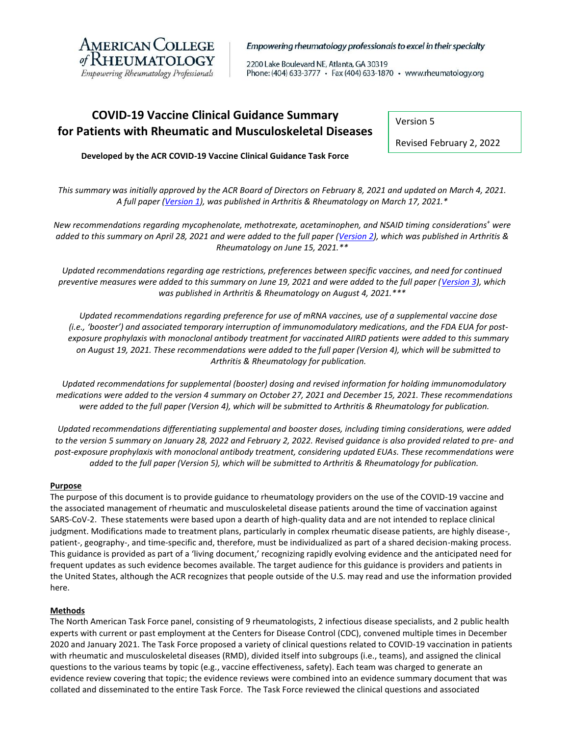AMERICAN COLLEGE of RHEUMATOLOGY
*Empowering Rheumatology Professionals*

*Empowering rheumatology professionals to excel in their specialty*

2200 Lake Boulevard NE, Atlanta, GA 30319
Phone: (404) 633-3777 • Fax (404) 633-1870 • www.rheumatology.org

# COVID-19 Vaccine Clinical Guidance Summary for Patients with Rheumatic and Musculoskeletal Diseases

Version 5

Revised February 2, 2022

**Developed by the ACR COVID-19 Vaccine Clinical Guidance Task Force**

*This summary was initially approved by the ACR Board of Directors on February 8, 2021 and updated on March 4, 2021. A full paper (Version 1), was published in Arthritis & Rheumatology on March 17, 2021.**

*New recommendations regarding mycophenolate, methotrexate, acetaminophen, and NSAID timing considerations[+] were added to this summary on April 28, 2021 and were added to the full paper (Version 2), which was published in Arthritis & Rheumatology on June 15, 2021.***

*Updated recommendations regarding age restrictions, preferences between specific vaccines, and need for continued preventive measures were added to this summary on June 19, 2021 and were added to the full paper (Version 3), which was published in Arthritis & Rheumatology on August 4, 2021.****

*Updated recommendations regarding preference for use of mRNA vaccines, use of a supplemental vaccine dose (i.e., 'booster') and associated temporary interruption of immunomodulatory medications, and the FDA EUA for post-exposure prophylaxis with monoclonal antibody treatment for vaccinated AIIRD patients were added to this summary on August 19, 2021. These recommendations were added to the full paper (Version 4), which will be submitted to Arthritis & Rheumatology for publication.*

*Updated recommendations for supplemental (booster) dosing and revised information for holding immunomodulatory medications were added to the version 4 summary on October 27, 2021 and December 15, 2021. These recommendations were added to the full paper (Version 4), which will be submitted to Arthritis & Rheumatology for publication.*

*Updated recommendations differentiating supplemental and booster doses, including timing considerations, were added to the version 5 summary on January 28, 2022 and February 2, 2022. Revised guidance is also provided related to pre- and post-exposure prophylaxis with monoclonal antibody treatment, considering updated EUAs. These recommendations were added to the full paper (Version 5), which will be submitted to Arthritis & Rheumatology for publication.*

## Purpose

The purpose of this document is to provide guidance to rheumatology providers on the use of the COVID-19 vaccine and the associated management of rheumatic and musculoskeletal disease patients around the time of vaccination against SARS-CoV-2. These statements were based upon a dearth of high-quality data and are not intended to replace clinical judgment. Modifications made to treatment plans, particularly in complex rheumatic disease patients, are highly disease-, patient-, geography-, and time-specific and, therefore, must be individualized as part of a shared decision-making process. This guidance is provided as part of a 'living document,' recognizing rapidly evolving evidence and the anticipated need for frequent updates as such evidence becomes available. The target audience for this guidance is providers and patients in the United States, although the ACR recognizes that people outside of the U.S. may read and use the information provided here.

## Methods

The North American Task Force panel, consisting of 9 rheumatologists, 2 infectious disease specialists, and 2 public health experts with current or past employment at the Centers for Disease Control (CDC), convened multiple times in December 2020 and January 2021. The Task Force proposed a variety of clinical questions related to COVID-19 vaccination in patients with rheumatic and musculoskeletal diseases (RMD), divided itself into subgroups (i.e., teams), and assigned the clinical questions to the various teams by topic (e.g., vaccine effectiveness, safety). Each team was charged to generate an evidence review covering that topic; the evidence reviews were combined into an evidence summary document that was collated and disseminated to the entire Task Force. The Task Force reviewed the clinical questions and associated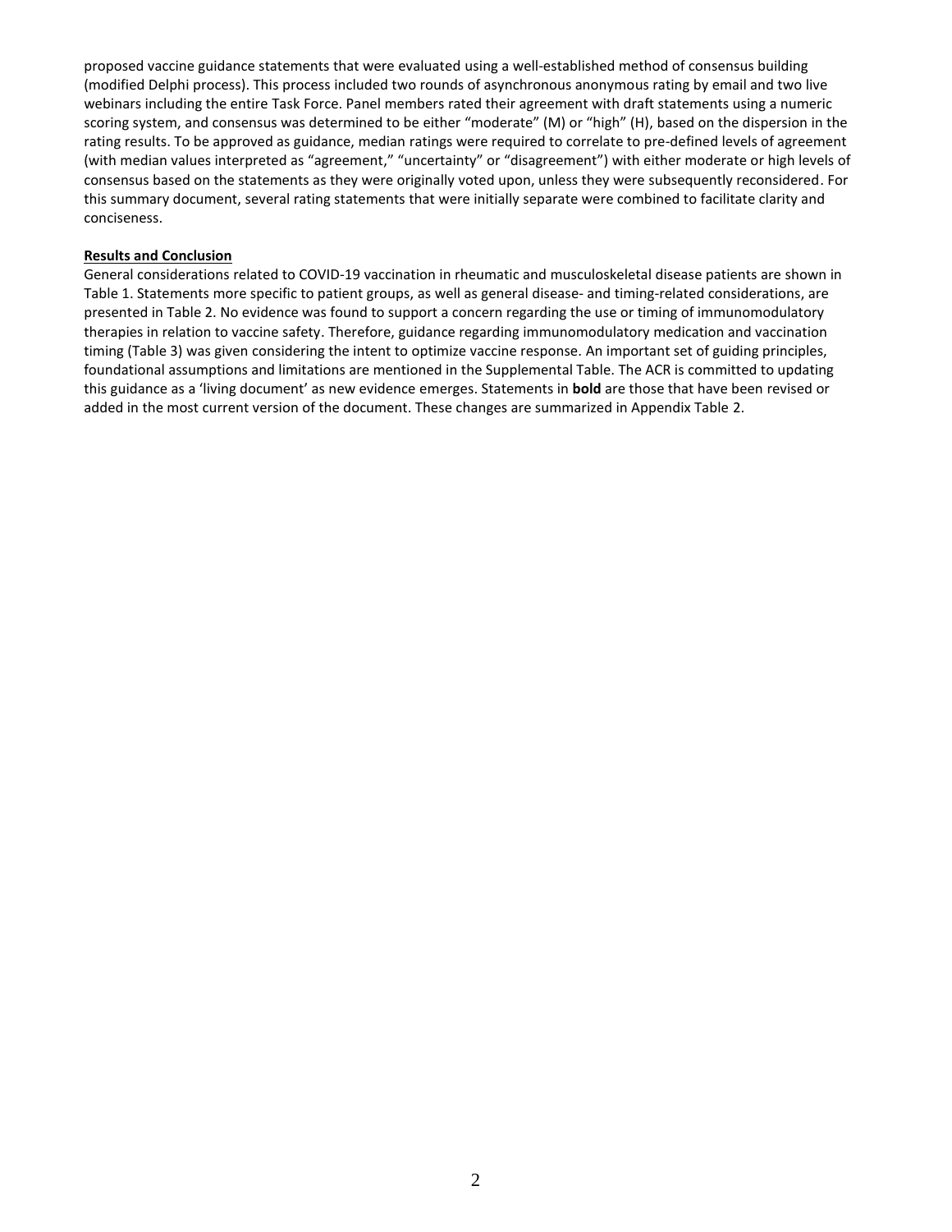proposed vaccine guidance statements that were evaluated using a well-established method of consensus building (modified Delphi process). This process included two rounds of asynchronous anonymous rating by email and two live webinars including the entire Task Force. Panel members rated their agreement with draft statements using a numeric scoring system, and consensus was determined to be either "moderate" (M) or "high" (H), based on the dispersion in the rating results. To be approved as guidance, median ratings were required to correlate to pre-defined levels of agreement (with median values interpreted as "agreement," "uncertainty" or "disagreement") with either moderate or high levels of consensus based on the statements as they were originally voted upon, unless they were subsequently reconsidered. For this summary document, several rating statements that were initially separate were combined to facilitate clarity and conciseness.

## Results and Conclusion

General considerations related to COVID-19 vaccination in rheumatic and musculoskeletal disease patients are shown in Table 1. Statements more specific to patient groups, as well as general disease- and timing-related considerations, are presented in Table 2. No evidence was found to support a concern regarding the use or timing of immunomodulatory therapies in relation to vaccine safety. Therefore, guidance regarding immunomodulatory medication and vaccination timing (Table 3) was given considering the intent to optimize vaccine response. An important set of guiding principles, foundational assumptions and limitations are mentioned in the Supplemental Table. The ACR is committed to updating this guidance as a 'living document' as new evidence emerges. Statements in **bold** are those that have been revised or added in the most current version of the document. These changes are summarized in Appendix Table 2.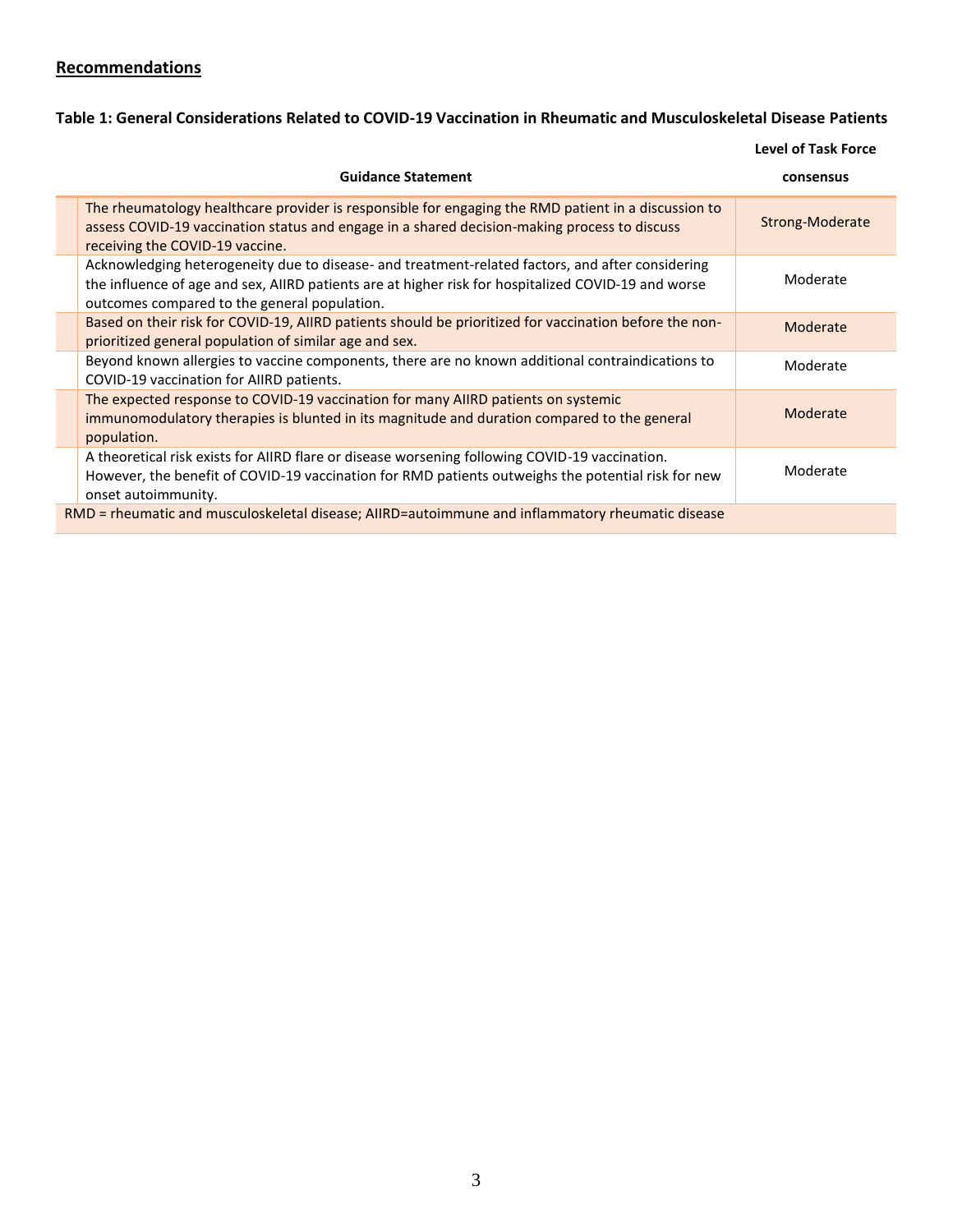## Recommendations

**Table 1: General Considerations Related to COVID-19 Vaccination in Rheumatic and Musculoskeletal Disease Patients**

| Guidance Statement | Level of Task Force consensus |
|---|---|
| The rheumatology healthcare provider is responsible for engaging the RMD patient in a discussion to assess COVID-19 vaccination status and engage in a shared decision-making process to discuss receiving the COVID-19 vaccine. | Strong-Moderate |
| Acknowledging heterogeneity due to disease- and treatment-related factors, and after considering the influence of age and sex, AIIRD patients are at higher risk for hospitalized COVID-19 and worse outcomes compared to the general population. | Moderate |
| Based on their risk for COVID-19, AIIRD patients should be prioritized for vaccination before the non-prioritized general population of similar age and sex. | Moderate |
| Beyond known allergies to vaccine components, there are no known additional contraindications to COVID-19 vaccination for AIIRD patients. | Moderate |
| The expected response to COVID-19 vaccination for many AIIRD patients on systemic immunomodulatory therapies is blunted in its magnitude and duration compared to the general population. | Moderate |
| A theoretical risk exists for AIIRD flare or disease worsening following COVID-19 vaccination. However, the benefit of COVID-19 vaccination for RMD patients outweighs the potential risk for new onset autoimmunity. | Moderate |

RMD = rheumatic and musculoskeletal disease; AIIRD=autoimmune and inflammatory rheumatic disease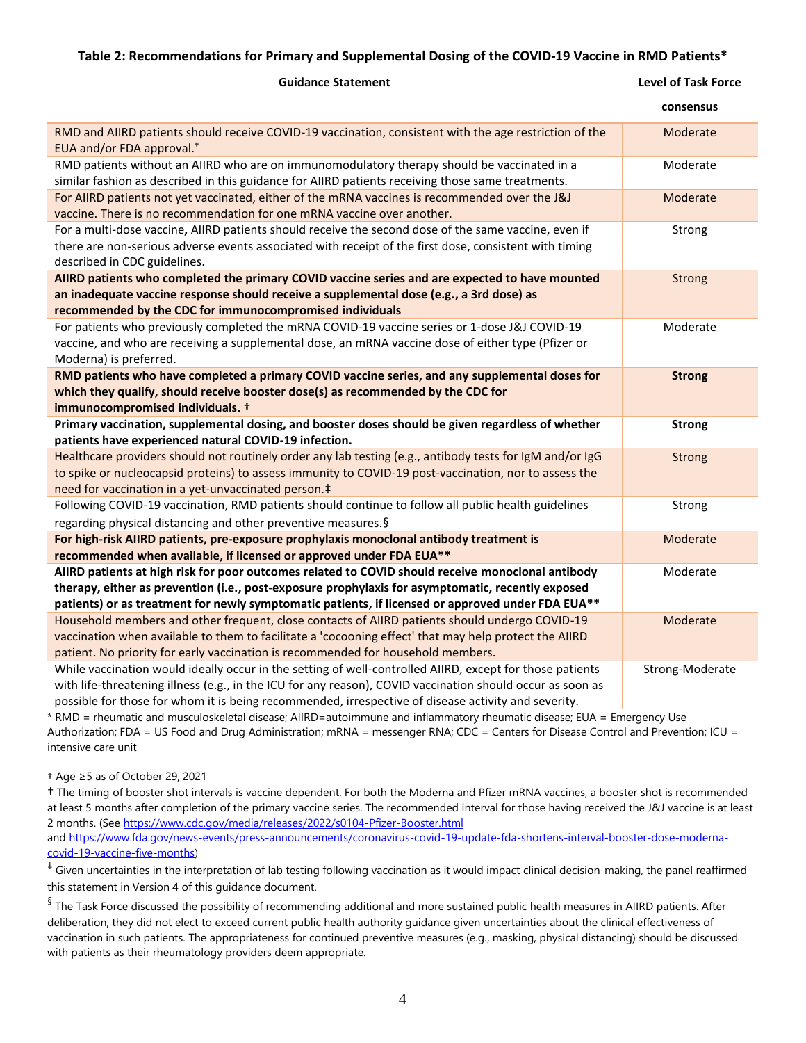**Table 2: Recommendations for Primary and Supplemental Dosing of the COVID-19 Vaccine in RMD Patients***

| Guidance Statement | Level of Task Force consensus |
| --- | --- |
| RMD and AIIRD patients should receive COVID-19 vaccination, consistent with the age restriction of the EUA and/or FDA approval.† | Moderate |
| RMD patients without an AIIRD who are on immunomodulatory therapy should be vaccinated in a similar fashion as described in this guidance for AIIRD patients receiving those same treatments. | Moderate |
| For AIIRD patients not yet vaccinated, either of the mRNA vaccines is recommended over the J&J vaccine. There is no recommendation for one mRNA vaccine over another. | Moderate |
| For a multi-dose vaccine**,** AIIRD patients should receive the second dose of the same vaccine, even if there are non-serious adverse events associated with receipt of the first dose, consistent with timing described in CDC guidelines. | Strong |
| **AIIRD patients who completed the primary COVID vaccine series and are expected to have mounted an inadequate vaccine response should receive a supplemental dose (e.g., a 3rd dose) as recommended by the CDC for immunocompromised individuals** | Strong |
| For patients who previously completed the mRNA COVID-19 vaccine series or 1-dose J&J COVID-19 vaccine, and who are receiving a supplemental dose, an mRNA vaccine dose of either type (Pfizer or Moderna) is preferred. | Moderate |
| **RMD patients who have completed a primary COVID vaccine series, and any supplemental doses for which they qualify, should receive booster dose(s) as recommended by the CDC for immunocompromised individuals. †** | **Strong** |
| **Primary vaccination, supplemental dosing, and booster doses should be given regardless of whether patients have experienced natural COVID-19 infection.** | **Strong** |
| Healthcare providers should not routinely order any lab testing (e.g., antibody tests for IgM and/or IgG to spike or nucleocapsid proteins) to assess immunity to COVID-19 post-vaccination, nor to assess the need for vaccination in a yet-unvaccinated person.‡ | Strong |
| Following COVID-19 vaccination, RMD patients should continue to follow all public health guidelines regarding physical distancing and other preventive measures.§ | Strong |
| **For high-risk AIIRD patients, pre-exposure prophylaxis monoclonal antibody treatment is recommended when available, if licensed or approved under FDA EUA**** | Moderate |
| **AIIRD patients at high risk for poor outcomes related to COVID should receive monoclonal antibody therapy, either as prevention (i.e., post-exposure prophylaxis for asymptomatic, recently exposed patients) or as treatment for newly symptomatic patients, if licensed or approved under FDA EUA**** | Moderate |
| Household members and other frequent, close contacts of AIIRD patients should undergo COVID-19 vaccination when available to them to facilitate a 'cocooning effect' that may help protect the AIIRD patient. No priority for early vaccination is recommended for household members. | Moderate |
| While vaccination would ideally occur in the setting of well-controlled AIIRD, except for those patients with life-threatening illness (e.g., in the ICU for any reason), COVID vaccination should occur as soon as possible for those for whom it is being recommended, irrespective of disease activity and severity. | Strong-Moderate |

* RMD = rheumatic and musculoskeletal disease; AIIRD=autoimmune and inflammatory rheumatic disease; EUA = Emergency Use Authorization; FDA = US Food and Drug Administration; mRNA = messenger RNA; CDC = Centers for Disease Control and Prevention; ICU = intensive care unit

† Age ≥5 as of October 29, 2021

† The timing of booster shot intervals is vaccine dependent. For both the Moderna and Pfizer mRNA vaccines, a booster shot is recommended at least 5 months after completion of the primary vaccine series. The recommended interval for those having received the J&J vaccine is at least 2 months. (See https://www.cdc.gov/media/releases/2022/s0104-Pfizer-Booster.html and https://www.fda.gov/news-events/press-announcements/coronavirus-covid-19-update-fda-shortens-interval-booster-dose-moderna-covid-19-vaccine-five-months)

‡ Given uncertainties in the interpretation of lab testing following vaccination as it would impact clinical decision-making, the panel reaffirmed this statement in Version 4 of this guidance document.

§ The Task Force discussed the possibility of recommending additional and more sustained public health measures in AIIRD patients. After deliberation, they did not elect to exceed current public health authority guidance given uncertainties about the clinical effectiveness of vaccination in such patients. The appropriateness for continued preventive measures (e.g., masking, physical distancing) should be discussed with patients as their rheumatology providers deem appropriate.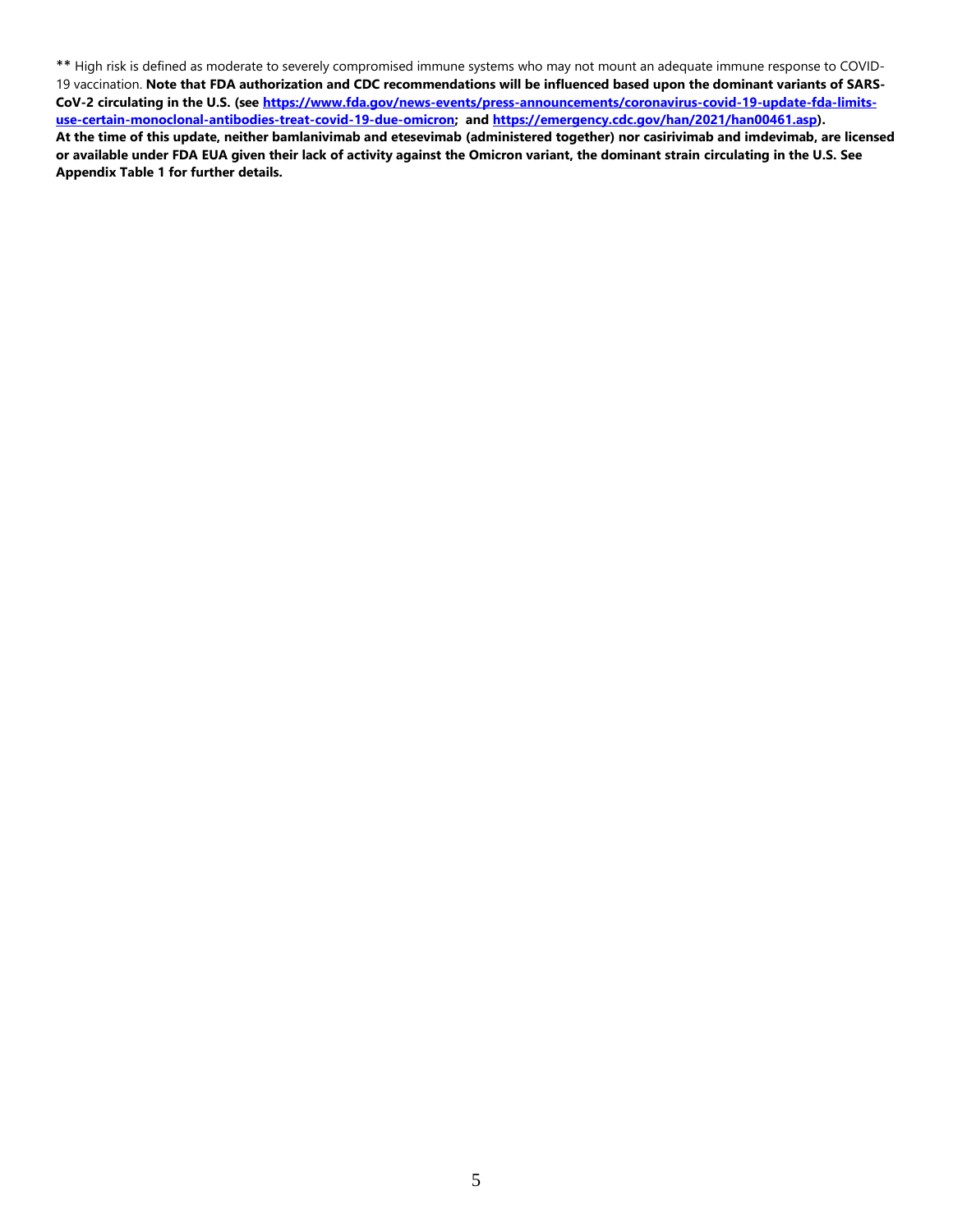** High risk is defined as moderate to severely compromised immune systems who may not mount an adequate immune response to COVID-19 vaccination. **Note that FDA authorization and CDC recommendations will be influenced based upon the dominant variants of SARS-CoV-2 circulating in the U.S. (see [https://www.fda.gov/news-events/press-announcements/coronavirus-covid-19-update-fda-limits-use-certain-monoclonal-antibodies-treat-covid-19-due-omicron](https://www.fda.gov/news-events/press-announcements/coronavirus-covid-19-update-fda-limits-use-certain-monoclonal-antibodies-treat-covid-19-due-omicron); and [https://emergency.cdc.gov/han/2021/han00461.asp](https://emergency.cdc.gov/han/2021/han00461.asp)).**
**At the time of this update, neither bamlanivimab and etesevimab (administered together) nor casirivimab and imdevimab, are licensed or available under FDA EUA given their lack of activity against the Omicron variant, the dominant strain circulating in the U.S. See Appendix Table 1 for further details.**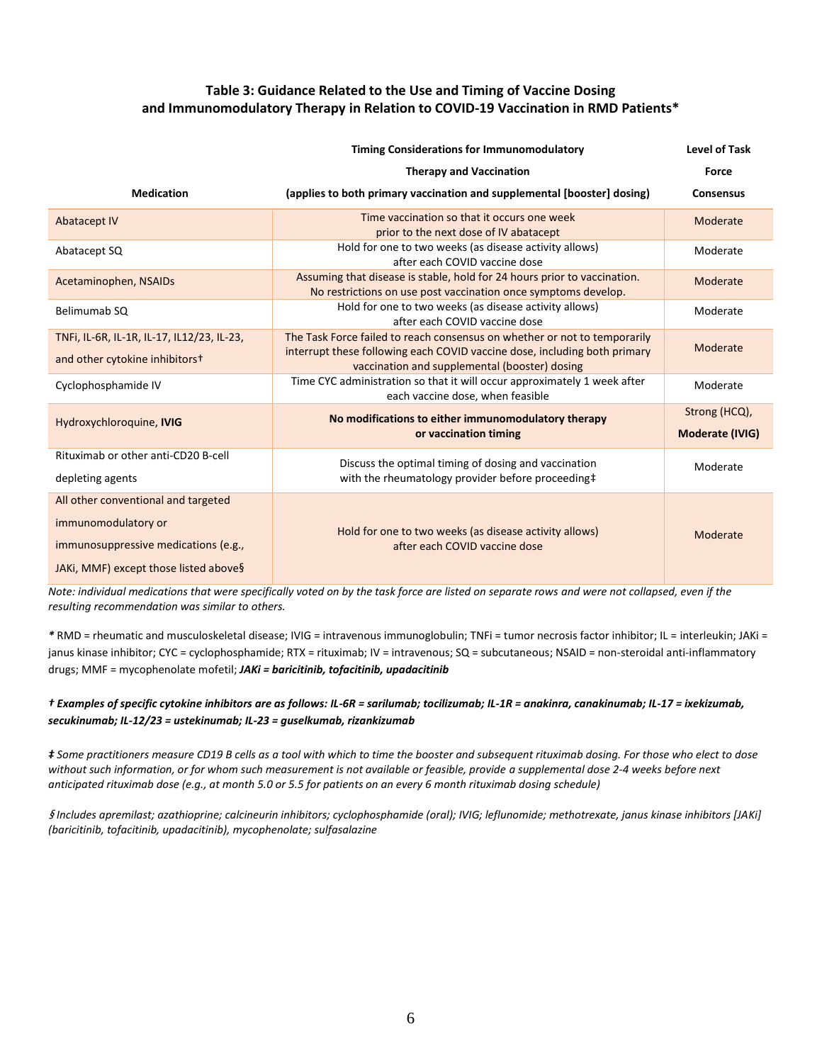### Table 3: Guidance Related to the Use and Timing of Vaccine Dosing and Immunomodulatory Therapy in Relation to COVID-19 Vaccination in RMD Patients*

| Medication | Timing Considerations for Immunomodulatory Therapy and Vaccination (applies to both primary vaccination and supplemental [booster] dosing) | Level of Task Force Consensus |
|---|---|---|
| Abatacept IV | Time vaccination so that it occurs one week prior to the next dose of IV abatacept | Moderate |
| Abatacept SQ | Hold for one to two weeks (as disease activity allows) after each COVID vaccine dose | Moderate |
| Acetaminophen, NSAIDs | Assuming that disease is stable, hold for 24 hours prior to vaccination. No restrictions on use post vaccination once symptoms develop. | Moderate |
| Belimumab SQ | Hold for one to two weeks (as disease activity allows) after each COVID vaccine dose | Moderate |
| TNFi, IL-6R, IL-1R, IL-17, IL12/23, IL-23, and other cytokine inhibitors† | The Task Force failed to reach consensus on whether or not to temporarily interrupt these following each COVID vaccine dose, including both primary vaccination and supplemental (booster) dosing | Moderate |
| Cyclophosphamide IV | Time CYC administration so that it will occur approximately 1 week after each vaccine dose, when feasible | Moderate |
| Hydroxychloroquine, **IVIG** | **No modifications to either immunomodulatory therapy or vaccination timing** | Strong (HCQ), **Moderate (IVIG)** |
| Rituximab or other anti-CD20 B-cell depleting agents | Discuss the optimal timing of dosing and vaccination with the rheumatology provider before proceeding‡ | Moderate |
| All other conventional and targeted immunomodulatory or immunosuppressive medications (e.g., JAKi, MMF) except those listed above§ | Hold for one to two weeks (as disease activity allows) after each COVID vaccine dose | Moderate |

*Note: individual medications that were specifically voted on by the task force are listed on separate rows and were not collapsed, even if the resulting recommendation was similar to others.*

*\** RMD = rheumatic and musculoskeletal disease; IVIG = intravenous immunoglobulin; TNFi = tumor necrosis factor inhibitor; IL = interleukin; JAKi = janus kinase inhibitor; CYC = cyclophosphamide; RTX = rituximab; IV = intravenous; SQ = subcutaneous; NSAID = non-steroidal anti-inflammatory drugs; MMF = mycophenolate mofetil; ***JAKi = baricitinib, tofacitinib, upadacitinib***

***† Examples of specific cytokine inhibitors are as follows: IL-6R = sarilumab; tocilizumab; IL-1R = anakinra, canakinumab; IL-17 = ixekizumab, secukinumab; IL-12/23 = ustekinumab; IL-23 = guselkumab, rizankizumab***

*‡ Some practitioners measure CD19 B cells as a tool with which to time the booster and subsequent rituximab dosing. For those who elect to dose without such information, or for whom such measurement is not available or feasible, provide a supplemental dose 2-4 weeks before next anticipated rituximab dose (e.g., at month 5.0 or 5.5 for patients on an every 6 month rituximab dosing schedule)*

*§ Includes apremilast; azathioprine; calcineurin inhibitors; cyclophosphamide (oral); IVIG; leflunomide; methotrexate, janus kinase inhibitors [JAKi] (baricitinib, tofacitinib, upadacitinib), mycophenolate; sulfasalazine*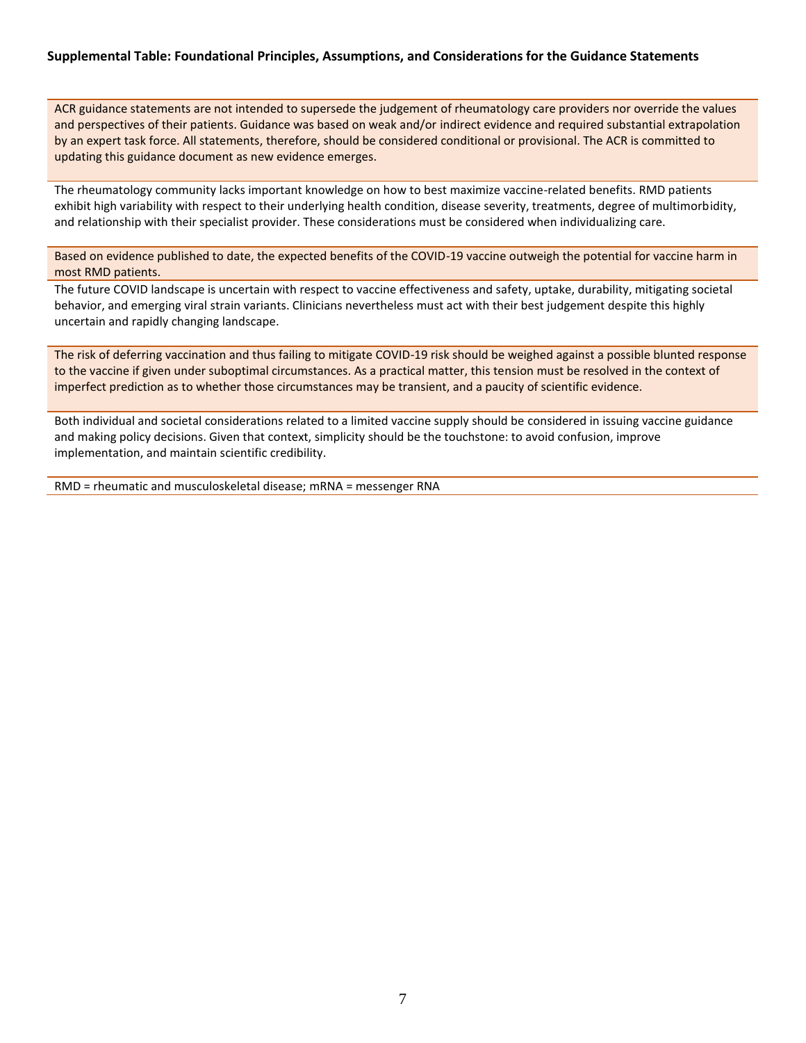**Supplemental Table: Foundational Principles, Assumptions, and Considerations for the Guidance Statements**

| |
|---|
| ACR guidance statements are not intended to supersede the judgement of rheumatology care providers nor override the values and perspectives of their patients. Guidance was based on weak and/or indirect evidence and required substantial extrapolation by an expert task force. All statements, therefore, should be considered conditional or provisional. The ACR is committed to updating this guidance document as new evidence emerges. |
| The rheumatology community lacks important knowledge on how to best maximize vaccine-related benefits. RMD patients exhibit high variability with respect to their underlying health condition, disease severity, treatments, degree of multimorbidity, and relationship with their specialist provider. These considerations must be considered when individualizing care. |
| Based on evidence published to date, the expected benefits of the COVID-19 vaccine outweigh the potential for vaccine harm in most RMD patients. |
| The future COVID landscape is uncertain with respect to vaccine effectiveness and safety, uptake, durability, mitigating societal behavior, and emerging viral strain variants. Clinicians nevertheless must act with their best judgement despite this highly uncertain and rapidly changing landscape. |
| The risk of deferring vaccination and thus failing to mitigate COVID-19 risk should be weighed against a possible blunted response to the vaccine if given under suboptimal circumstances. As a practical matter, this tension must be resolved in the context of imperfect prediction as to whether those circumstances may be transient, and a paucity of scientific evidence. |
| Both individual and societal considerations related to a limited vaccine supply should be considered in issuing vaccine guidance and making policy decisions. Given that context, simplicity should be the touchstone: to avoid confusion, improve implementation, and maintain scientific credibility. |
| RMD = rheumatic and musculoskeletal disease; mRNA = messenger RNA |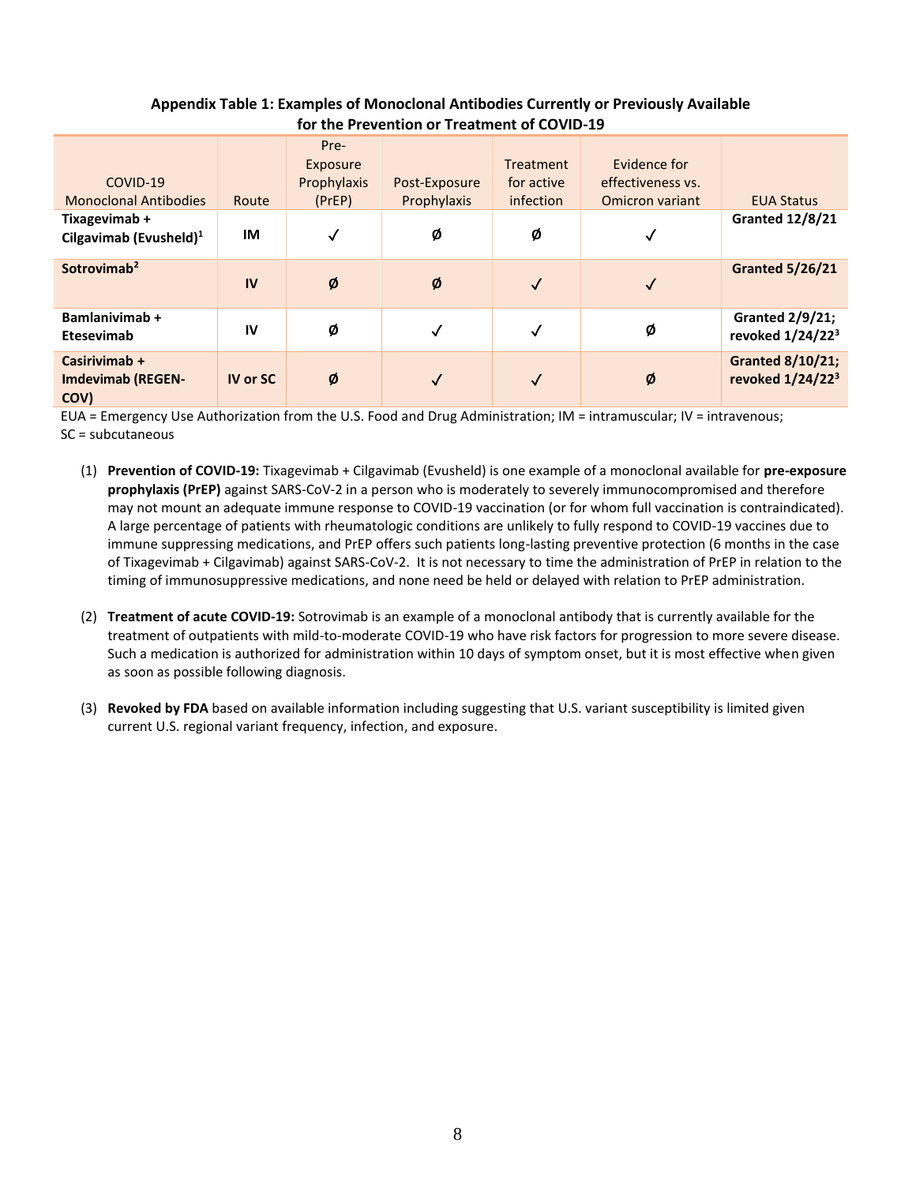**Appendix Table 1: Examples of Monoclonal Antibodies Currently or Previously Available for the Prevention or Treatment of COVID-19**

| COVID-19 Monoclonal Antibodies | Route | Pre-Exposure Prophylaxis (PrEP) | Post-Exposure Prophylaxis | Treatment for active infection | Evidence for effectiveness vs. Omicron variant | EUA Status |
|---|---|---|---|---|---|---|
| **Tixagevimab + Cilgavimab (Evusheld)**[1] | **IM** | ✓ | Ø | Ø | ✓ | **Granted 12/8/21** |
| **Sotrovimab**[2] | **IV** | Ø | Ø | ✓ | ✓ | **Granted 5/26/21** |
| **Bamlanivimab + Etesevimab** | **IV** | Ø | ✓ | ✓ | Ø | **Granted 2/9/21; revoked 1/24/22**[3] |
| **Casirivimab + Imdevimab (REGEN-COV)** | **IV or SC** | Ø | ✓ | ✓ | Ø | **Granted 8/10/21; revoked 1/24/22**[3] |

EUA = Emergency Use Authorization from the U.S. Food and Drug Administration; IM = intramuscular; IV = intravenous; SC = subcutaneous

(1) **Prevention of COVID-19:** Tixagevimab + Cilgavimab (Evusheld) is one example of a monoclonal available for **pre-exposure prophylaxis (PrEP)** against SARS-CoV-2 in a person who is moderately to severely immunocompromised and therefore may not mount an adequate immune response to COVID-19 vaccination (or for whom full vaccination is contraindicated). A large percentage of patients with rheumatologic conditions are unlikely to fully respond to COVID-19 vaccines due to immune suppressing medications, and PrEP offers such patients long-lasting preventive protection (6 months in the case of Tixagevimab + Cilgavimab) against SARS-CoV-2. It is not necessary to time the administration of PrEP in relation to the timing of immunosuppressive medications, and none need be held or delayed with relation to PrEP administration.

(2) **Treatment of acute COVID-19:** Sotrovimab is an example of a monoclonal antibody that is currently available for the treatment of outpatients with mild-to-moderate COVID-19 who have risk factors for progression to more severe disease. Such a medication is authorized for administration within 10 days of symptom onset, but it is most effective when given as soon as possible following diagnosis.

(3) **Revoked by FDA** based on available information including suggesting that U.S. variant susceptibility is limited given current U.S. regional variant frequency, infection, and exposure.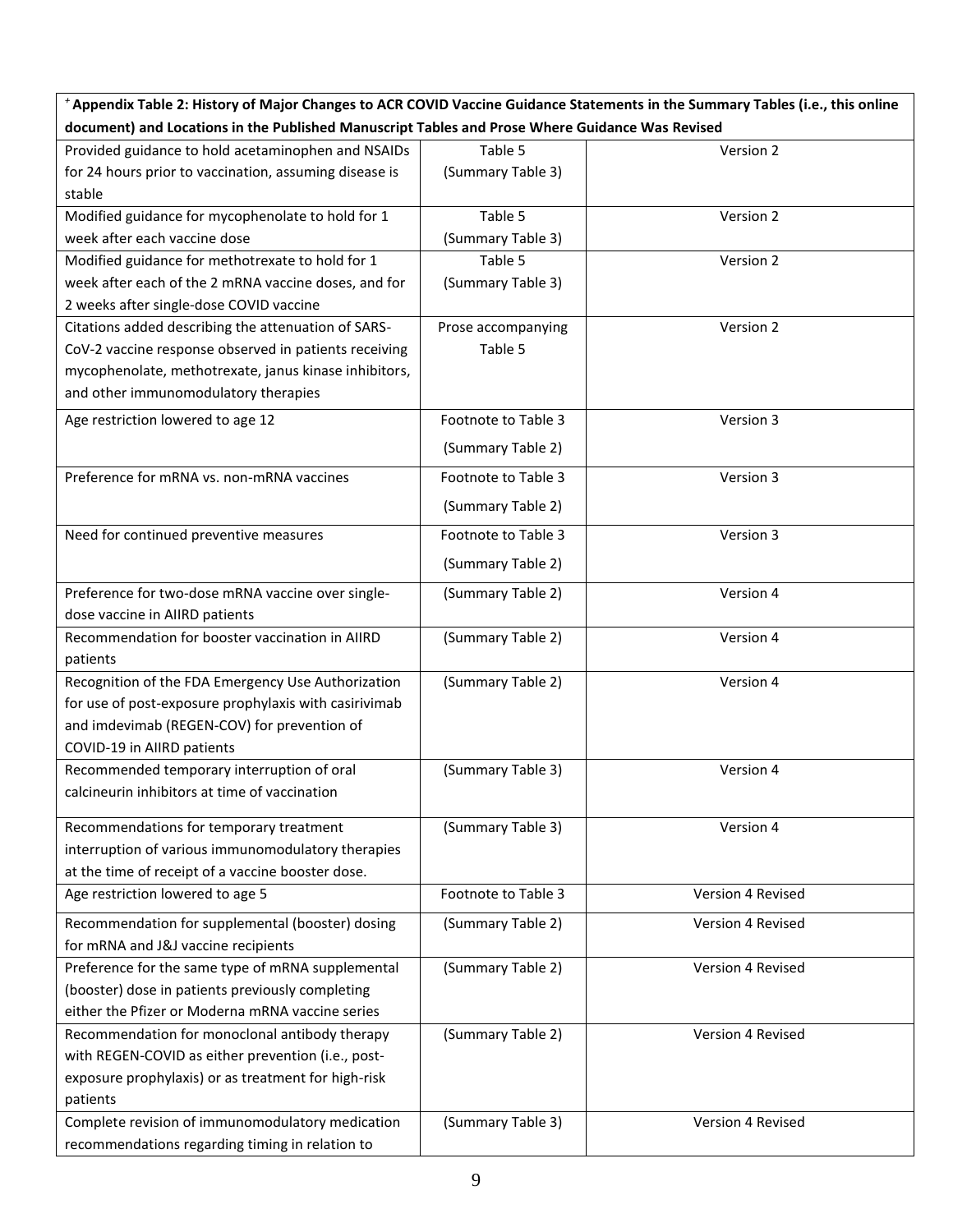| + Appendix Table 2: History of Major Changes to ACR COVID Vaccine Guidance Statements in the Summary Tables (i.e., this online document) and Locations in the Published Manuscript Tables and Prose Where Guidance Was Revised | | |
|---|---|---|
| Provided guidance to hold acetaminophen and NSAIDs for 24 hours prior to vaccination, assuming disease is stable | Table 5 (Summary Table 3) | Version 2 |
| Modified guidance for mycophenolate to hold for 1 week after each vaccine dose | Table 5 (Summary Table 3) | Version 2 |
| Modified guidance for methotrexate to hold for 1 week after each of the 2 mRNA vaccine doses, and for 2 weeks after single-dose COVID vaccine | Table 5 (Summary Table 3) | Version 2 |
| Citations added describing the attenuation of SARS-CoV-2 vaccine response observed in patients receiving mycophenolate, methotrexate, janus kinase inhibitors, and other immunomodulatory therapies | Prose accompanying Table 5 | Version 2 |
| Age restriction lowered to age 12 | Footnote to Table 3 (Summary Table 2) | Version 3 |
| Preference for mRNA vs. non-mRNA vaccines | Footnote to Table 3 (Summary Table 2) | Version 3 |
| Need for continued preventive measures | Footnote to Table 3 (Summary Table 2) | Version 3 |
| Preference for two-dose mRNA vaccine over single-dose vaccine in AIIRD patients | (Summary Table 2) | Version 4 |
| Recommendation for booster vaccination in AIIRD patients | (Summary Table 2) | Version 4 |
| Recognition of the FDA Emergency Use Authorization for use of post-exposure prophylaxis with casirivimab and imdevimab (REGEN-COV) for prevention of COVID-19 in AIIRD patients | (Summary Table 2) | Version 4 |
| Recommended temporary interruption of oral calcineurin inhibitors at time of vaccination | (Summary Table 3) | Version 4 |
| Recommendations for temporary treatment interruption of various immunomodulatory therapies at the time of receipt of a vaccine booster dose. | (Summary Table 3) | Version 4 |
| Age restriction lowered to age 5 | Footnote to Table 3 | Version 4 Revised |
| Recommendation for supplemental (booster) dosing for mRNA and J&J vaccine recipients | (Summary Table 2) | Version 4 Revised |
| Preference for the same type of mRNA supplemental (booster) dose in patients previously completing either the Pfizer or Moderna mRNA vaccine series | (Summary Table 2) | Version 4 Revised |
| Recommendation for monoclonal antibody therapy with REGEN-COVID as either prevention (i.e., post-exposure prophylaxis) or as treatment for high-risk patients | (Summary Table 2) | Version 4 Revised |
| Complete revision of immunomodulatory medication recommendations regarding timing in relation to | (Summary Table 3) | Version 4 Revised |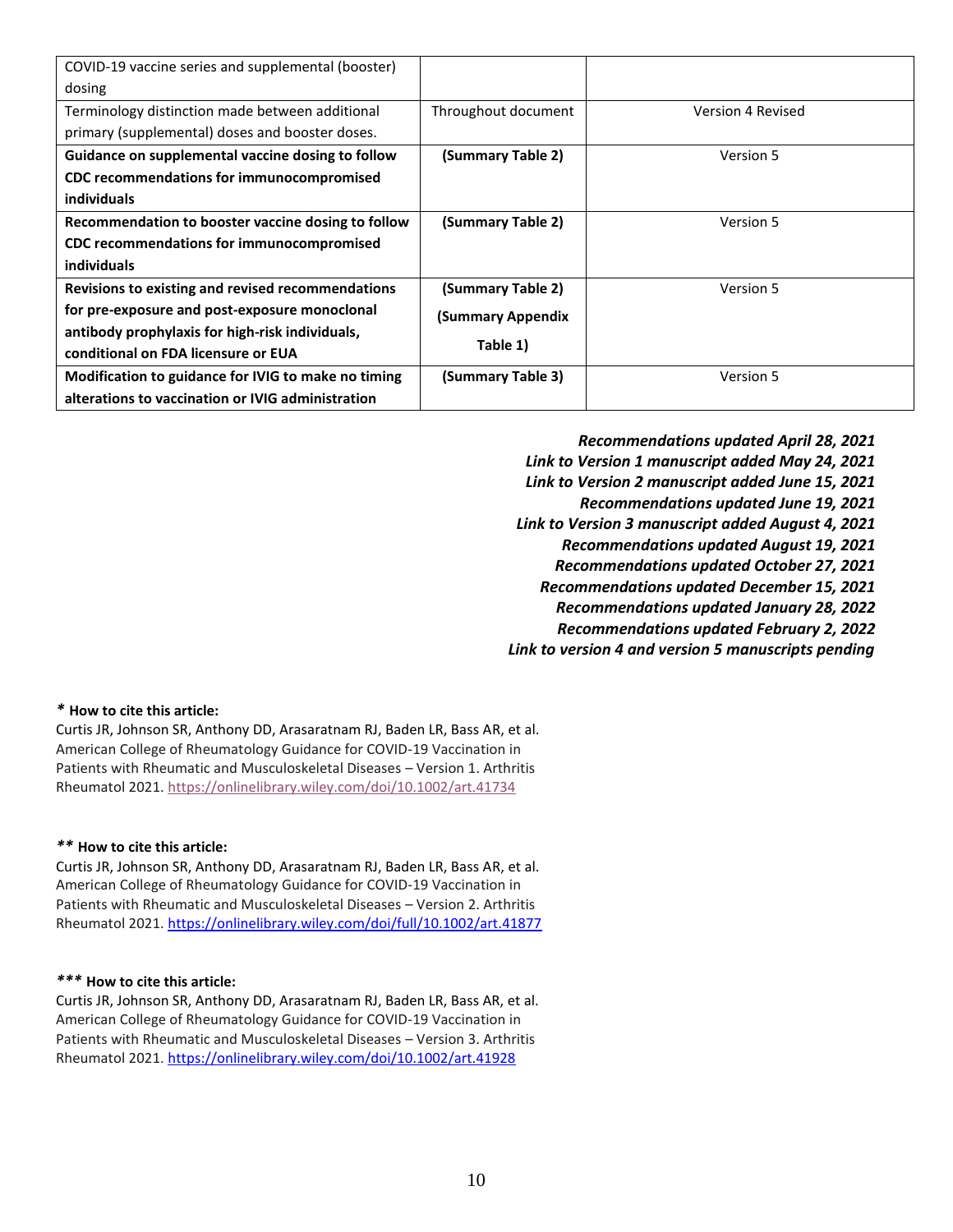| | | |
|---|---|---|
| COVID-19 vaccine series and supplemental (booster) dosing | | |
| Terminology distinction made between additional primary (supplemental) doses and booster doses. | Throughout document | Version 4 Revised |
| **Guidance on supplemental vaccine dosing to follow CDC recommendations for immunocompromised individuals** | **(Summary Table 2)** | Version 5 |
| **Recommendation to booster vaccine dosing to follow CDC recommendations for immunocompromised individuals** | **(Summary Table 2)** | Version 5 |
| **Revisions to existing and revised recommendations for pre-exposure and post-exposure monoclonal antibody prophylaxis for high-risk individuals, conditional on FDA licensure or EUA** | **(Summary Table 2)** **(Summary Appendix Table 1)** | Version 5 |
| **Modification to guidance for IVIG to make no timing alterations to vaccination or IVIG administration** | **(Summary Table 3)** | Version 5 |

***Recommendations updated April 28, 2021***
***Link to Version 1 manuscript added May 24, 2021***
***Link to Version 2 manuscript added June 15, 2021***
***Recommendations updated June 19, 2021***
***Link to Version 3 manuscript added August 4, 2021***
***Recommendations updated August 19, 2021***
***Recommendations updated October 27, 2021***
***Recommendations updated December 15, 2021***
***Recommendations updated January 28, 2022***
***Recommendations updated February 2, 2022***
***Link to version 4 and version 5 manuscripts pending***

***\* How to cite this article:***
Curtis JR, Johnson SR, Anthony DD, Arasaratnam RJ, Baden LR, Bass AR, et al. American College of Rheumatology Guidance for COVID-19 Vaccination in Patients with Rheumatic and Musculoskeletal Diseases – Version 1. Arthritis Rheumatol 2021. https://onlinelibrary.wiley.com/doi/10.1002/art.41734

***\*\* How to cite this article:***
Curtis JR, Johnson SR, Anthony DD, Arasaratnam RJ, Baden LR, Bass AR, et al. American College of Rheumatology Guidance for COVID-19 Vaccination in Patients with Rheumatic and Musculoskeletal Diseases – Version 2. Arthritis Rheumatol 2021. https://onlinelibrary.wiley.com/doi/full/10.1002/art.41877

***\*\*\* How to cite this article:***
Curtis JR, Johnson SR, Anthony DD, Arasaratnam RJ, Baden LR, Bass AR, et al. American College of Rheumatology Guidance for COVID-19 Vaccination in Patients with Rheumatic and Musculoskeletal Diseases – Version 3. Arthritis Rheumatol 2021. https://onlinelibrary.wiley.com/doi/10.1002/art.41928